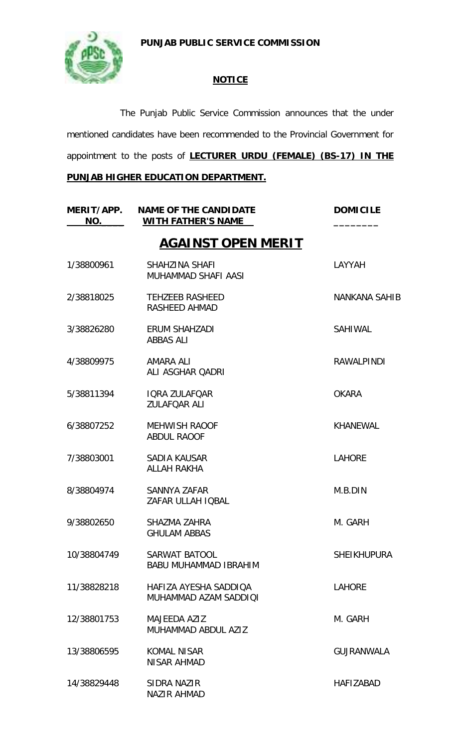**PUNJAB PUBLIC SERVICE COMMISSION**

**NOTICE**

The Punjab Public Service Commission announces that the under mentioned candidates have been recommended to the Provincial Government for appointment to the posts of **LECTURER URDU (FEMALE) (BS-17) IN THE PUNJAB HIGHER EDUCATION DEPARTMENT.**

## AGAINST OPEN MERIT

| MERIT/APP. NO. | NAME OF THE CANDIDATE WITH FATHER'S NAME | DOMICILE |
|---|---|---|
| 1/38800961 | SHAHZINA SHAFI<br>MUHAMMAD SHAFI AASI | LAYYAH |
| 2/38818025 | TEHZEEB RASHEED<br>RASHEED AHMAD | NANKANA SAHIB |
| 3/38826280 | ERUM SHAHZADI<br>ABBAS ALI | SAHIWAL |
| 4/38809975 | AMARA ALI<br>ALI ASGHAR QADRI | RAWALPINDI |
| 5/38811394 | IQRA ZULAFQAR<br>ZULAFQAR ALI | OKARA |
| 6/38807252 | MEHWISH RAOOF<br>ABDUL RAOOF | KHANEWAL |
| 7/38803001 | SADIA KAUSAR<br>ALLAH RAKHA | LAHORE |
| 8/38804974 | SANNYA ZAFAR<br>ZAFAR ULLAH IQBAL | M.B.DIN |
| 9/38802650 | SHAZMA ZAHRA<br>GHULAM ABBAS | M. GARH |
| 10/38804749 | SARWAT BATOOL<br>BABU MUHAMMAD IBRAHIM | SHEIKHUPURA |
| 11/38828218 | HAFIZA AYESHA SADDIQA<br>MUHAMMAD AZAM SADDIQI | LAHORE |
| 12/38801753 | MAJEEDA AZIZ<br>MUHAMMAD ABDUL AZIZ | M. GARH |
| 13/38806595 | KOMAL NISAR<br>NISAR AHMAD | GUJRANWALA |
| 14/38829448 | SIDRA NAZIR<br>NAZIR AHMAD | HAFIZABAD |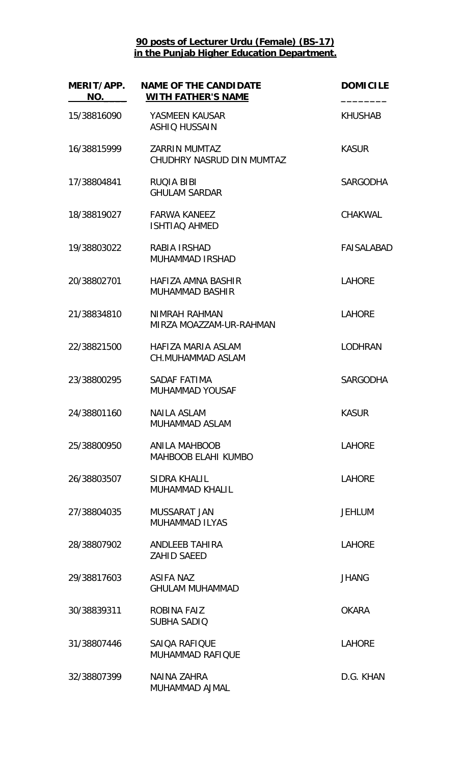**90 posts of Lecturer Urdu (Female) (BS-17)**
**in the Punjab Higher Education Department.**

| MERIT/APP. NO. | NAME OF THE CANDIDATE WITH FATHER'S NAME | DOMICILE |
|---|---|---|
| 15/38816090 | YASMEEN KAUSAR<br>ASHIQ HUSSAIN | KHUSHAB |
| 16/38815999 | ZARRIN MUMTAZ<br>CHUDHRY NASRUD DIN MUMTAZ | KASUR |
| 17/38804841 | RUQIA BIBI<br>GHULAM SARDAR | SARGODHA |
| 18/38819027 | FARWA KANEEZ<br>ISHTIAQ AHMED | CHAKWAL |
| 19/38803022 | RABIA IRSHAD<br>MUHAMMAD IRSHAD | FAISALABAD |
| 20/38802701 | HAFIZA AMNA BASHIR<br>MUHAMMAD BASHIR | LAHORE |
| 21/38834810 | NIMRAH RAHMAN<br>MIRZA MOAZZAM-UR-RAHMAN | LAHORE |
| 22/38821500 | HAFIZA MARIA ASLAM<br>CH.MUHAMMAD ASLAM | LODHRAN |
| 23/38800295 | SADAF FATIMA<br>MUHAMMAD YOUSAF | SARGODHA |
| 24/38801160 | NAILA ASLAM<br>MUHAMMAD ASLAM | KASUR |
| 25/38800950 | ANILA MAHBOOB<br>MAHBOOB ELAHI KUMBO | LAHORE |
| 26/38803507 | SIDRA KHALIL<br>MUHAMMAD KHALIL | LAHORE |
| 27/38804035 | MUSSARAT JAN<br>MUHAMMAD ILYAS | JEHLUM |
| 28/38807902 | ANDLEEB TAHIRA<br>ZAHID SAEED | LAHORE |
| 29/38817603 | ASIFA NAZ<br>GHULAM MUHAMMAD | JHANG |
| 30/38839311 | ROBINA FAIZ<br>SUBHA SADIQ | OKARA |
| 31/38807446 | SAIQA RAFIQUE<br>MUHAMMAD RAFIQUE | LAHORE |
| 32/38807399 | NAINA ZAHRA<br>MUHAMMAD AJMAL | D.G. KHAN |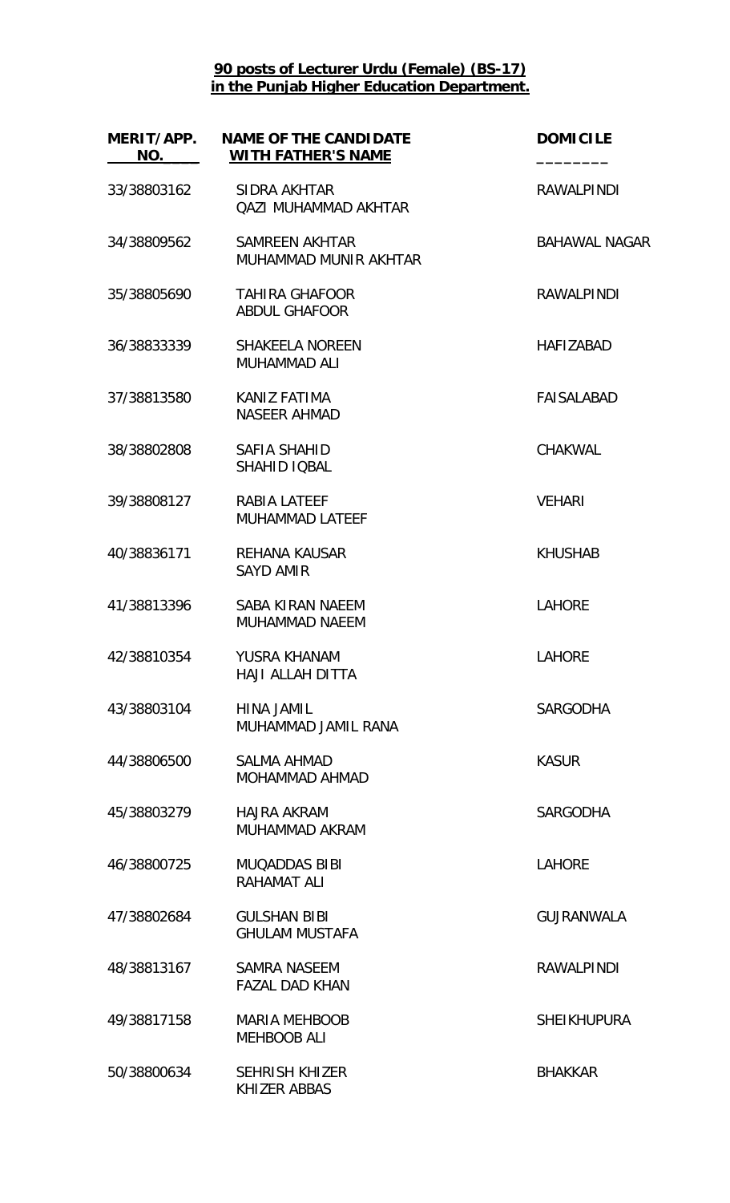**90 posts of Lecturer Urdu (Female) (BS-17)**
**in the Punjab Higher Education Department.**

| MERIT/APP. NO. | NAME OF THE CANDIDATE WITH FATHER'S NAME | DOMICILE |
|---|---|---|
| 33/38803162 | SIDRA AKHTAR<br>QAZI MUHAMMAD AKHTAR | RAWALPINDI |
| 34/38809562 | SAMREEN AKHTAR<br>MUHAMMAD MUNIR AKHTAR | BAHAWAL NAGAR |
| 35/38805690 | TAHIRA GHAFOOR<br>ABDUL GHAFOOR | RAWALPINDI |
| 36/38833339 | SHAKEELA NOREEN<br>MUHAMMAD ALI | HAFIZABAD |
| 37/38813580 | KANIZ FATIMA<br>NASEER AHMAD | FAISALABAD |
| 38/38802808 | SAFIA SHAHID<br>SHAHID IQBAL | CHAKWAL |
| 39/38808127 | RABIA LATEEF<br>MUHAMMAD LATEEF | VEHARI |
| 40/38836171 | REHANA KAUSAR<br>SAYD AMIR | KHUSHAB |
| 41/38813396 | SABA KIRAN NAEEM<br>MUHAMMAD NAEEM | LAHORE |
| 42/38810354 | YUSRA KHANAM<br>HAJI ALLAH DITTA | LAHORE |
| 43/38803104 | HINA JAMIL<br>MUHAMMAD JAMIL RANA | SARGODHA |
| 44/38806500 | SALMA AHMAD<br>MOHAMMAD AHMAD | KASUR |
| 45/38803279 | HAJRA AKRAM<br>MUHAMMAD AKRAM | SARGODHA |
| 46/38800725 | MUQADDAS BIBI<br>RAHAMAT ALI | LAHORE |
| 47/38802684 | GULSHAN BIBI<br>GHULAM MUSTAFA | GUJRANWALA |
| 48/38813167 | SAMRA NASEEM<br>FAZAL DAD KHAN | RAWALPINDI |
| 49/38817158 | MARIA MEHBOOB<br>MEHBOOB ALI | SHEIKHUPURA |
| 50/38800634 | SEHRISH KHIZER<br>KHIZER ABBAS | BHAKKAR |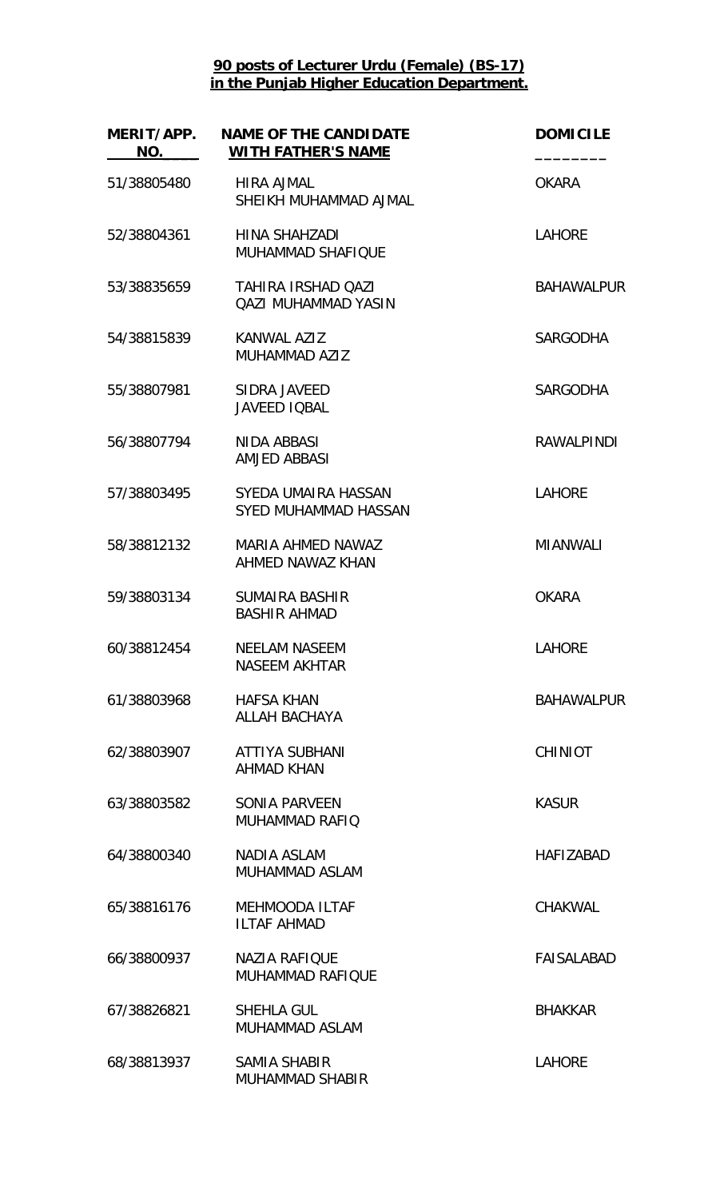**90 posts of Lecturer Urdu (Female) (BS-17) in the Punjab Higher Education Department.**

| MERIT/APP. NO. | NAME OF THE CANDIDATE WITH FATHER'S NAME | DOMICILE |
|---|---|---|
| 51/38805480 | HIRA AJMAL<br>SHEIKH MUHAMMAD AJMAL | OKARA |
| 52/38804361 | HINA SHAHZADI<br>MUHAMMAD SHAFIQUE | LAHORE |
| 53/38835659 | TAHIRA IRSHAD QAZI<br>QAZI MUHAMMAD YASIN | BAHAWALPUR |
| 54/38815839 | KANWAL AZIZ<br>MUHAMMAD AZIZ | SARGODHA |
| 55/38807981 | SIDRA JAVEED<br>JAVEED IQBAL | SARGODHA |
| 56/38807794 | NIDA ABBASI<br>AMJED ABBASI | RAWALPINDI |
| 57/38803495 | SYEDA UMAIRA HASSAN<br>SYED MUHAMMAD HASSAN | LAHORE |
| 58/38812132 | MARIA AHMED NAWAZ<br>AHMED NAWAZ KHAN | MIANWALI |
| 59/38803134 | SUMAIRA BASHIR<br>BASHIR AHMAD | OKARA |
| 60/38812454 | NEELAM NASEEM<br>NASEEM AKHTAR | LAHORE |
| 61/38803968 | HAFSA KHAN<br>ALLAH BACHAYA | BAHAWALPUR |
| 62/38803907 | ATTIYA SUBHANI<br>AHMAD KHAN | CHINIOT |
| 63/38803582 | SONIA PARVEEN<br>MUHAMMAD RAFIQ | KASUR |
| 64/38800340 | NADIA ASLAM<br>MUHAMMAD ASLAM | HAFIZABAD |
| 65/38816176 | MEHMOODA ILTAF<br>ILTAF AHMAD | CHAKWAL |
| 66/38800937 | NAZIA RAFIQUE<br>MUHAMMAD RAFIQUE | FAISALABAD |
| 67/38826821 | SHEHLA GUL<br>MUHAMMAD ASLAM | BHAKKAR |
| 68/38813937 | SAMIA SHABIR<br>MUHAMMAD SHABIR | LAHORE |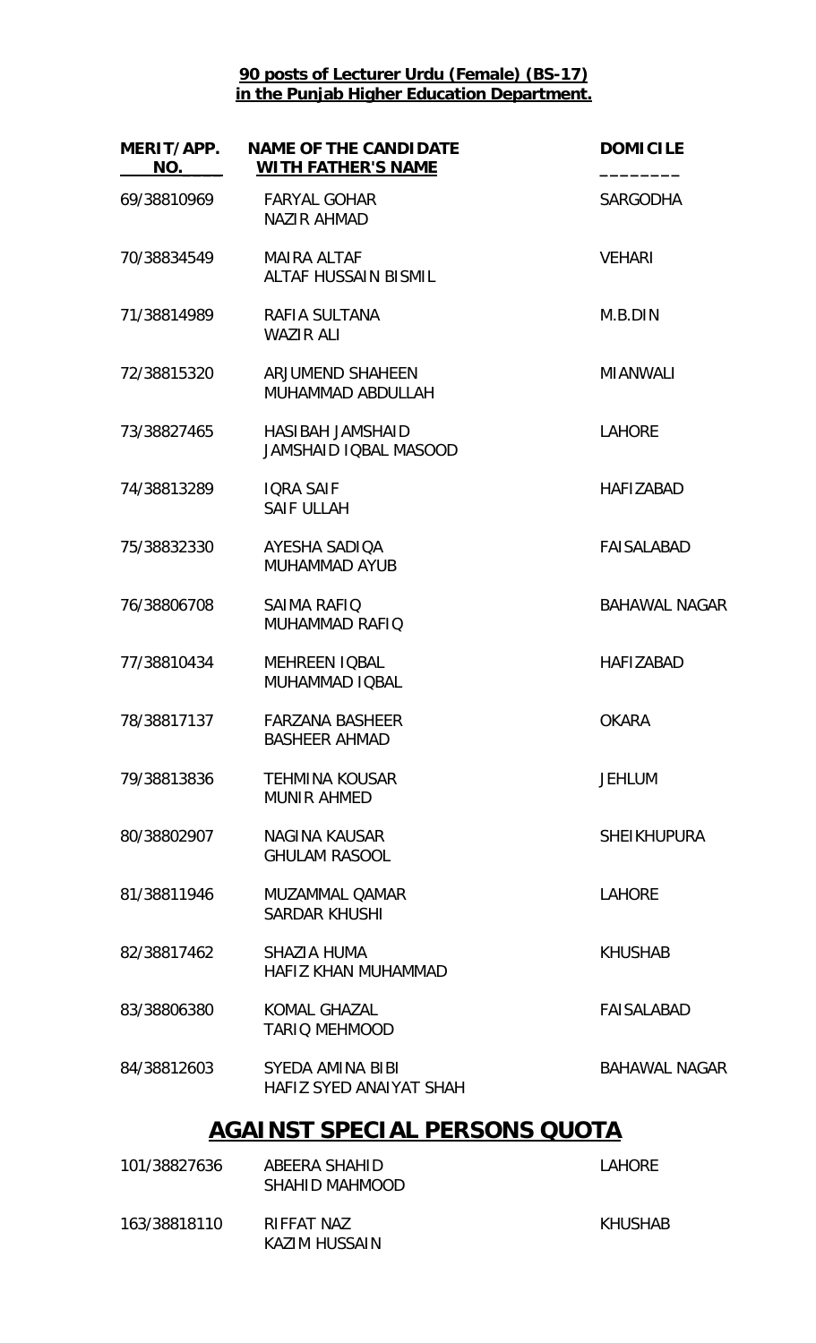**90 posts of Lecturer Urdu (Female) (BS-17)**
**in the Punjab Higher Education Department.**

| MERIT/APP. NO. | NAME OF THE CANDIDATE WITH FATHER'S NAME | DOMICILE |
|---|---|---|
| 69/38810969 | FARYAL GOHAR<br>NAZIR AHMAD | SARGODHA |
| 70/38834549 | MAIRA ALTAF<br>ALTAF HUSSAIN BISMIL | VEHARI |
| 71/38814989 | RAFIA SULTANA<br>WAZIR ALI | M.B.DIN |
| 72/38815320 | ARJUMEND SHAHEEN<br>MUHAMMAD ABDULLAH | MIANWALI |
| 73/38827465 | HASIBAH JAMSHAID<br>JAMSHAID IQBAL MASOOD | LAHORE |
| 74/38813289 | IQRA SAIF<br>SAIF ULLAH | HAFIZABAD |
| 75/38832330 | AYESHA SADIQA<br>MUHAMMAD AYUB | FAISALABAD |
| 76/38806708 | SAIMA RAFIQ<br>MUHAMMAD RAFIQ | BAHAWAL NAGAR |
| 77/38810434 | MEHREEN IQBAL<br>MUHAMMAD IQBAL | HAFIZABAD |
| 78/38817137 | FARZANA BASHEER<br>BASHEER AHMAD | OKARA |
| 79/38813836 | TEHMINA KOUSAR<br>MUNIR AHMED | JEHLUM |
| 80/38802907 | NAGINA KAUSAR<br>GHULAM RASOOL | SHEIKHUPURA |
| 81/38811946 | MUZAMMAL QAMAR<br>SARDAR KHUSHI | LAHORE |
| 82/38817462 | SHAZIA HUMA<br>HAFIZ KHAN MUHAMMAD | KHUSHAB |
| 83/38806380 | KOMAL GHAZAL<br>TARIQ MEHMOOD | FAISALABAD |
| 84/38812603 | SYEDA AMINA BIBI<br>HAFIZ SYED ANAIYAT SHAH | BAHAWAL NAGAR |

## AGAINST SPECIAL PERSONS QUOTA

| MERIT/APP. NO. | NAME OF THE CANDIDATE WITH FATHER'S NAME | DOMICILE |
|---|---|---|
| 101/38827636 | ABEERA SHAHID<br>SHAHID MAHMOOD | LAHORE |
| 163/38818110 | RIFFAT NAZ<br>KAZIM HUSSAIN | KHUSHAB |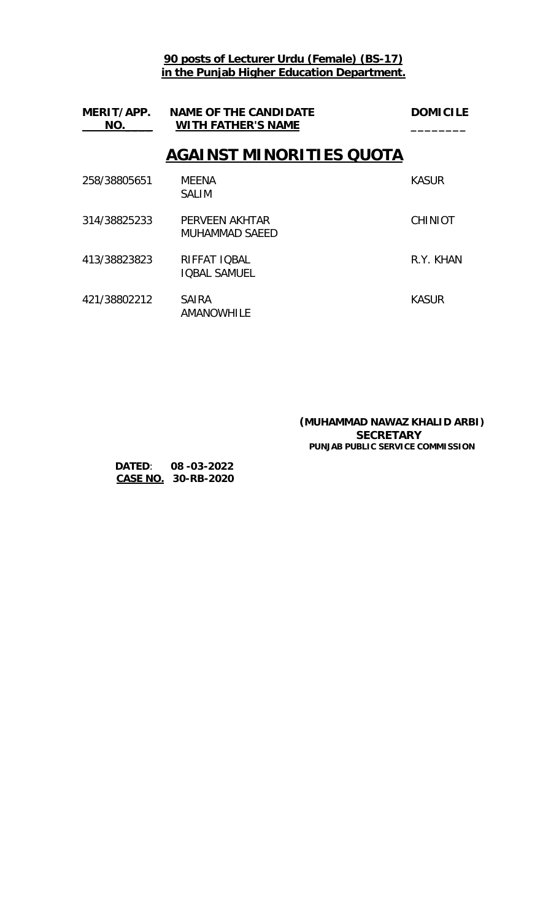**90 posts of Lecturer Urdu (Female) (BS-17) in the Punjab Higher Education Department.**

| MERIT/APP. NO. | NAME OF THE CANDIDATE WITH FATHER'S NAME | DOMICILE |
|---|---|---|

## AGAINST MINORITIES QUOTA

| MERIT/APP. NO. | NAME OF THE CANDIDATE WITH FATHER'S NAME | DOMICILE |
|---|---|---|
| 258/38805651 | MEENA<br>SALIM | KASUR |
| 314/38825233 | PERVEEN AKHTAR<br>MUHAMMAD SAEED | CHINIOT |
| 413/38823823 | RIFFAT IQBAL<br>IQBAL SAMUEL | R.Y. KHAN |
| 421/38802212 | SAIRA<br>AMANOWHILE | KASUR |

**(MUHAMMAD NAWAZ KHALID ARBI)**
**SECRETARY**
**PUNJAB PUBLIC SERVICE COMMISSION**

**DATED**: **08 -03-2022**
**CASE NO. 30-RB-2020**